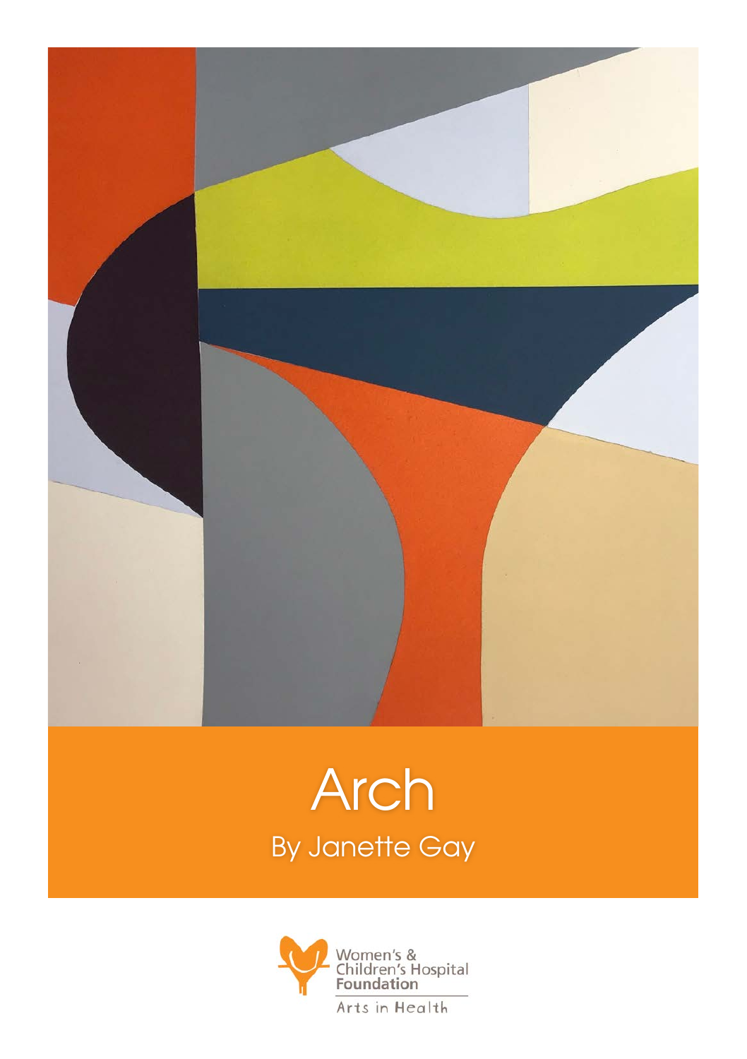# Arch

By Janette Gay

Women's & Children's Hospital Foundation

Arts in Health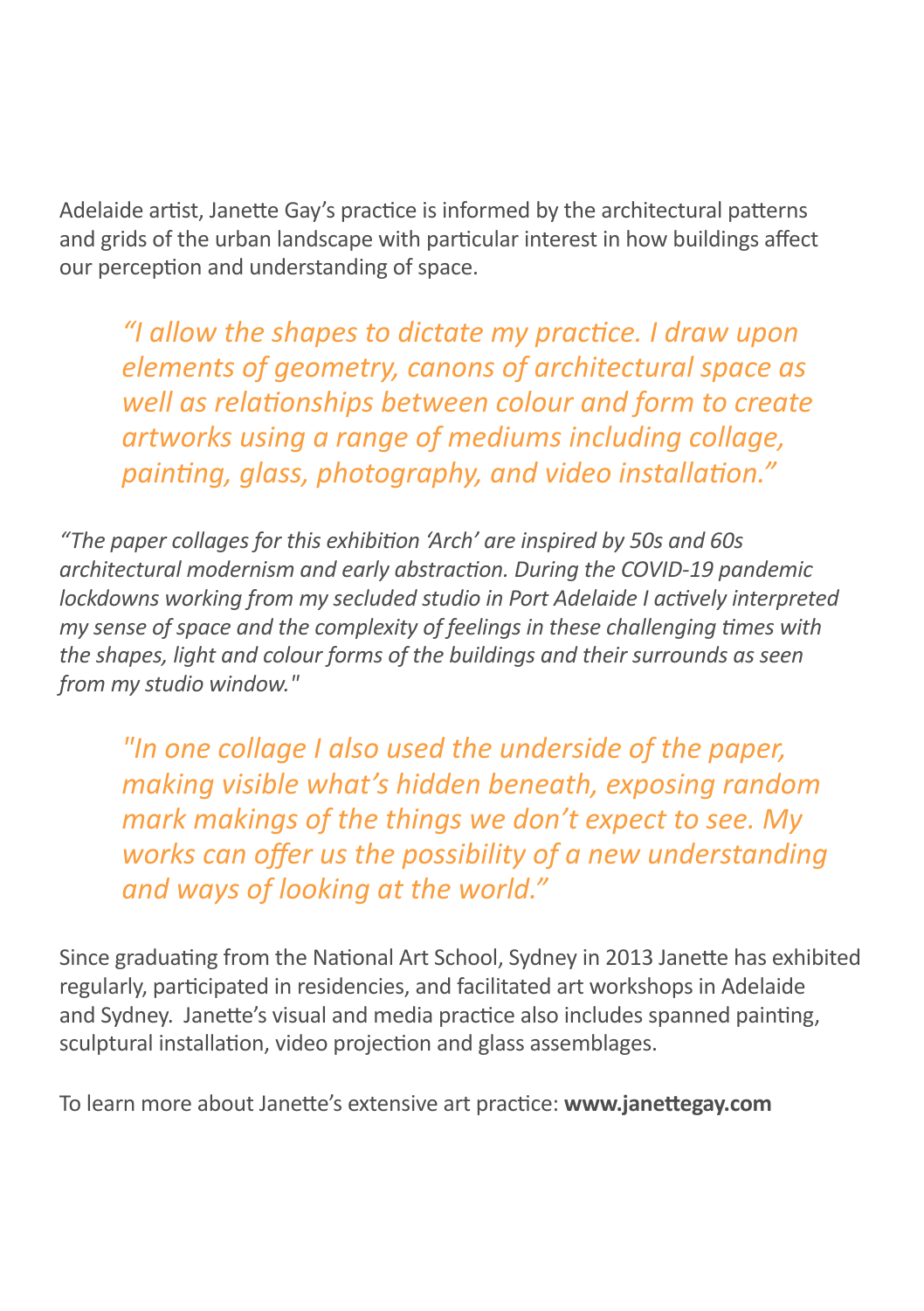Adelaide artist, Janette Gay's practice is informed by the architectural patterns and grids of the urban landscape with particular interest in how buildings affect our perception and understanding of space.

> *"I allow the shapes to dictate my practice. I draw upon elements of geometry, canons of architectural space as well as relationships between colour and form to create artworks using a range of mediums including collage, painting, glass, photography, and video installation."*

*"The paper collages for this exhibition 'Arch' are inspired by 50s and 60s architectural modernism and early abstraction. During the COVID-19 pandemic lockdowns working from my secluded studio in Port Adelaide I actively interpreted my sense of space and the complexity of feelings in these challenging times with the shapes, light and colour forms of the buildings and their surrounds as seen from my studio window."*

> *"In one collage I also used the underside of the paper, making visible what's hidden beneath, exposing random mark makings of the things we don't expect to see. My works can offer us the possibility of a new understanding and ways of looking at the world."*

Since graduating from the National Art School, Sydney in 2013 Janette has exhibited regularly, participated in residencies, and facilitated art workshops in Adelaide and Sydney. Janette's visual and media practice also includes spanned painting, sculptural installation, video projection and glass assemblages.

To learn more about Janette's extensive art practice: **www.janettegay.com**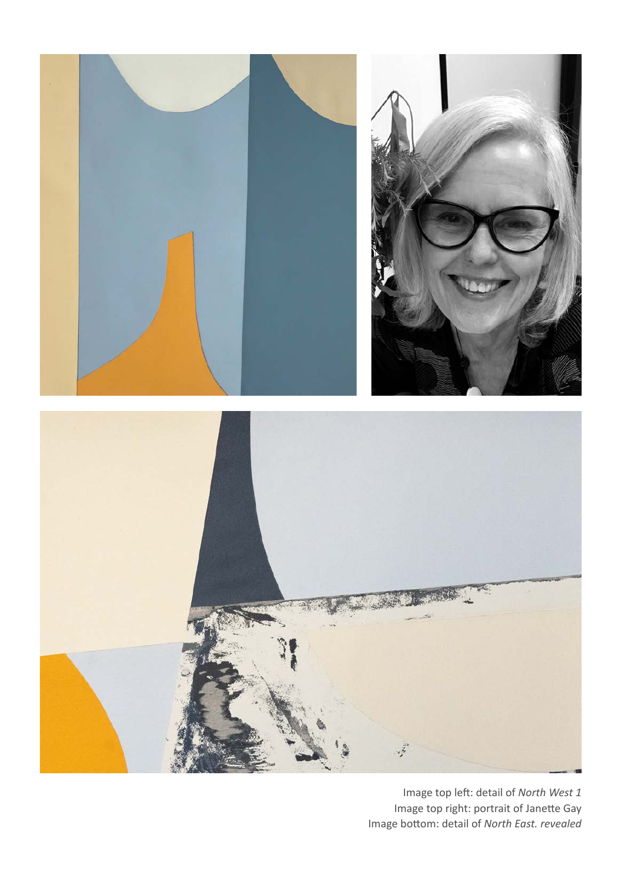Image top left: detail of *North West 1*
Image top right: portrait of Janette Gay
Image bottom: detail of *North East. revealed*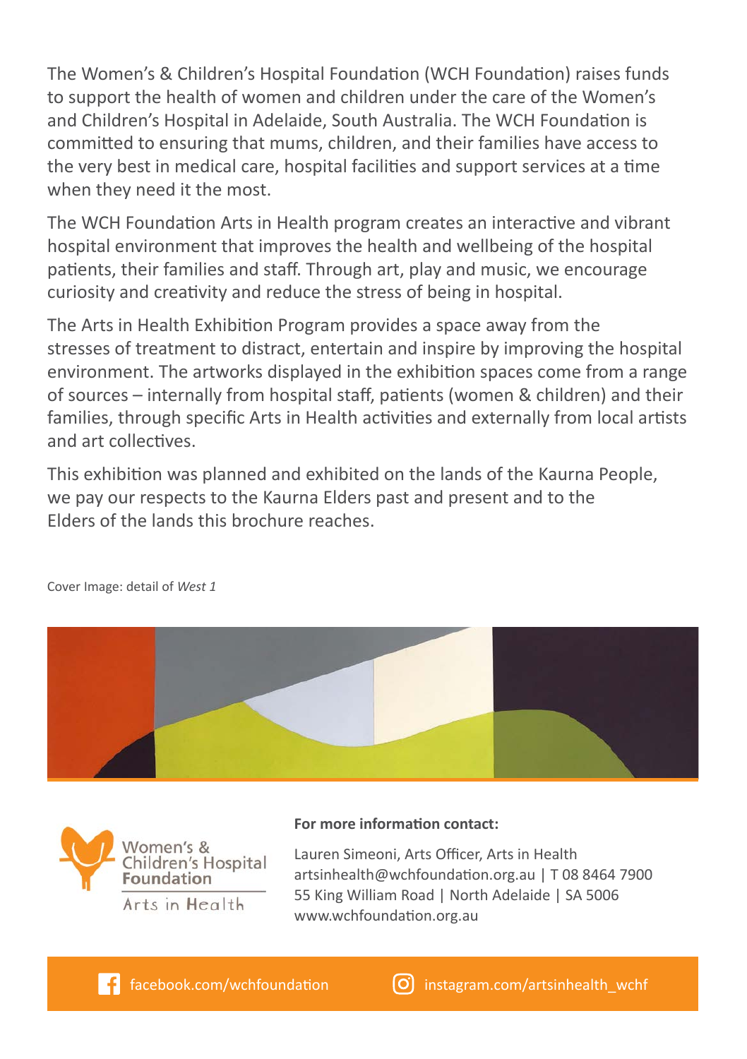The Women's & Children's Hospital Foundation (WCH Foundation) raises funds to support the health of women and children under the care of the Women's and Children's Hospital in Adelaide, South Australia. The WCH Foundation is committed to ensuring that mums, children, and their families have access to the very best in medical care, hospital facilities and support services at a time when they need it the most.

The WCH Foundation Arts in Health program creates an interactive and vibrant hospital environment that improves the health and wellbeing of the hospital patients, their families and staff. Through art, play and music, we encourage curiosity and creativity and reduce the stress of being in hospital.

The Arts in Health Exhibition Program provides a space away from the stresses of treatment to distract, entertain and inspire by improving the hospital environment. The artworks displayed in the exhibition spaces come from a range of sources – internally from hospital staff, patients (women & children) and their families, through specific Arts in Health activities and externally from local artists and art collectives.

This exhibition was planned and exhibited on the lands of the Kaurna People, we pay our respects to the Kaurna Elders past and present and to the Elders of the lands this brochure reaches.

Cover Image: detail of *West 1*

Women's & Children's Hospital Foundation
Arts in Health

**For more information contact:**

Lauren Simeoni, Arts Officer, Arts in Health
artsinhealth@wchfoundation.org.au | T 08 8464 7900
55 King William Road | North Adelaide | SA 5006
www.wchfoundation.org.au

facebook.com/wchfoundation

instagram.com/artsinhealth_wchf